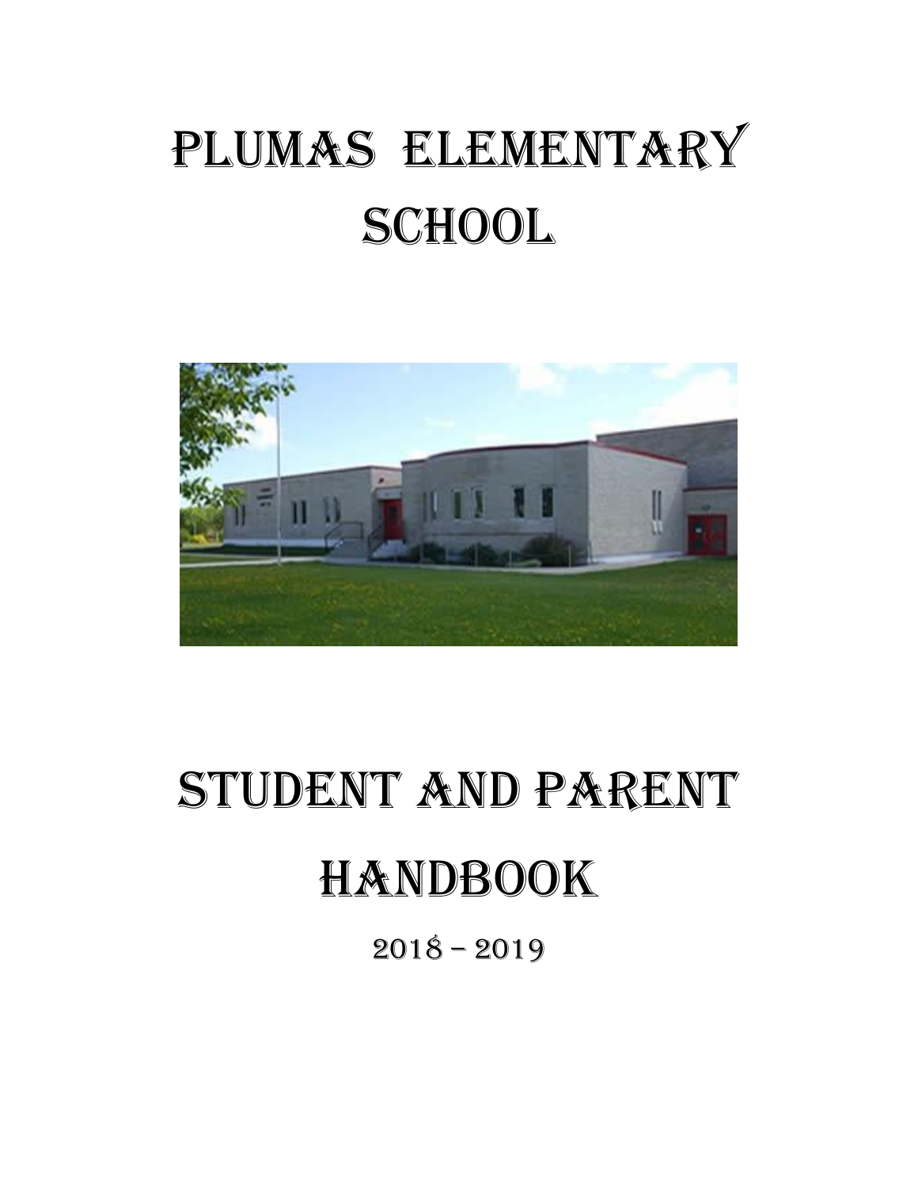# Plumas Elementary School

# Student and Parent Handbook

2018 – 2019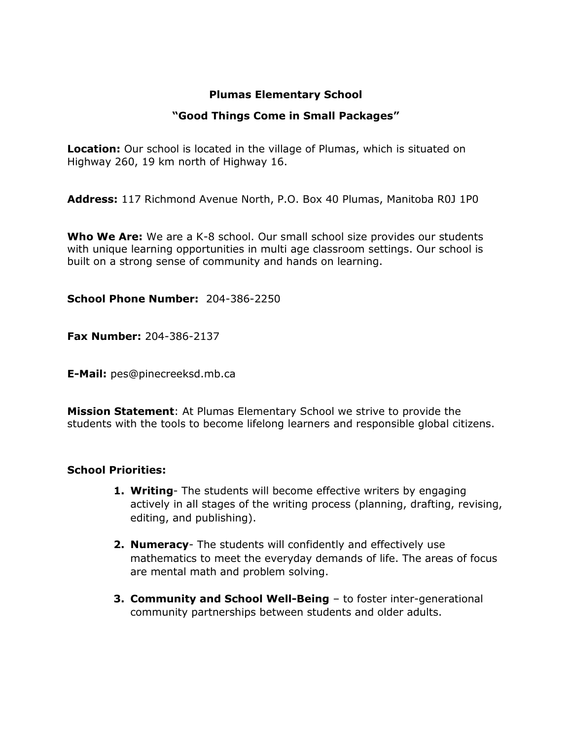# Plumas Elementary School

## "Good Things Come in Small Packages"

**Location:** Our school is located in the village of Plumas, which is situated on Highway 260, 19 km north of Highway 16.

**Address:** 117 Richmond Avenue North, P.O. Box 40 Plumas, Manitoba R0J 1P0

**Who We Are:** We are a K-8 school. Our small school size provides our students with unique learning opportunities in multi age classroom settings. Our school is built on a strong sense of community and hands on learning.

**School Phone Number:** 204-386-2250

**Fax Number:** 204-386-2137

**E-Mail:** pes@pinecreeksd.mb.ca

**Mission Statement**: At Plumas Elementary School we strive to provide the students with the tools to become lifelong learners and responsible global citizens.

**School Priorities:**

1. **Writing**- The students will become effective writers by engaging actively in all stages of the writing process (planning, drafting, revising, editing, and publishing).

2. **Numeracy**- The students will confidently and effectively use mathematics to meet the everyday demands of life. The areas of focus are mental math and problem solving.

3. **Community and School Well-Being** – to foster inter-generational community partnerships between students and older adults.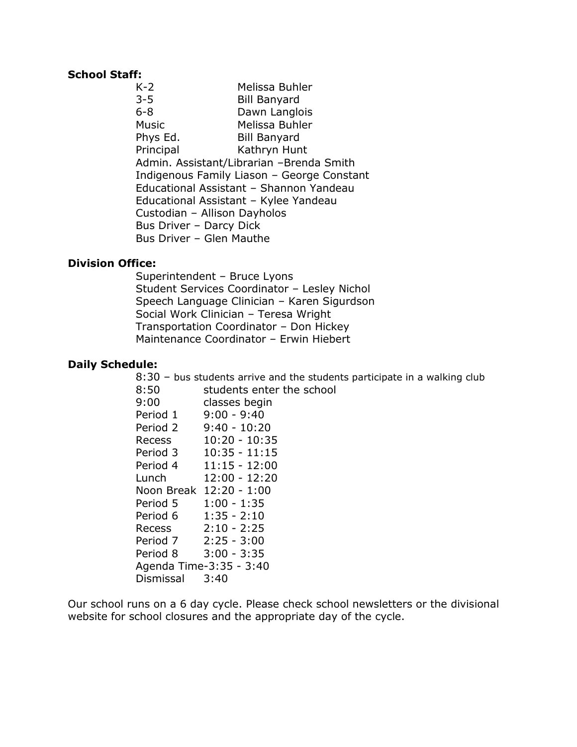**School Staff:**

| | |
|---|---|
| K-2 | Melissa Buhler |
| 3-5 | Bill Banyard |
| 6-8 | Dawn Langlois |
| Music | Melissa Buhler |
| Phys Ed. | Bill Banyard |
| Principal | Kathryn Hunt |

Admin. Assistant/Librarian –Brenda Smith
Indigenous Family Liason – George Constant
Educational Assistant – Shannon Yandeau
Educational Assistant – Kylee Yandeau
Custodian – Allison Dayholos
Bus Driver – Darcy Dick
Bus Driver – Glen Mauthe

**Division Office:**

Superintendent – Bruce Lyons
Student Services Coordinator – Lesley Nichol
Speech Language Clinician – Karen Sigurdson
Social Work Clinician – Teresa Wright
Transportation Coordinator – Don Hickey
Maintenance Coordinator – Erwin Hiebert

**Daily Schedule:**

8:30 – bus students arrive and the students participate in a walking club

| | |
|---|---|
| 8:50 | students enter the school |
| 9:00 | classes begin |
| Period 1 | 9:00 - 9:40 |
| Period 2 | 9:40 - 10:20 |
| Recess | 10:20 - 10:35 |
| Period 3 | 10:35 - 11:15 |
| Period 4 | 11:15 - 12:00 |
| Lunch | 12:00 - 12:20 |
| Noon Break | 12:20 - 1:00 |
| Period 5 | 1:00 - 1:35 |
| Period 6 | 1:35 - 2:10 |
| Recess | 2:10 - 2:25 |
| Period 7 | 2:25 - 3:00 |
| Period 8 | 3:00 - 3:35 |

Agenda Time-3:35 - 3:40
Dismissal 3:40

Our school runs on a 6 day cycle. Please check school newsletters or the divisional website for school closures and the appropriate day of the cycle.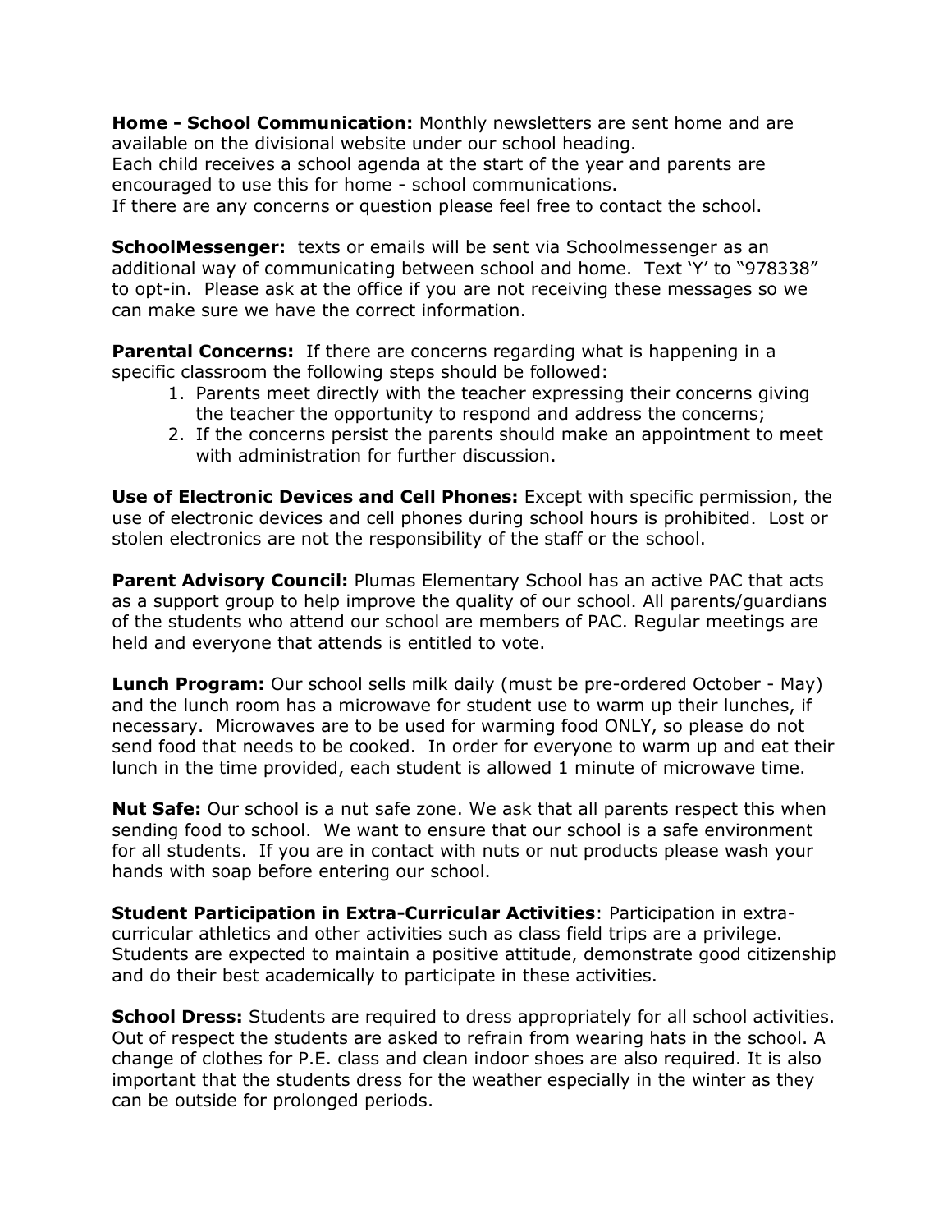**Home - School Communication:** Monthly newsletters are sent home and are available on the divisional website under our school heading.
Each child receives a school agenda at the start of the year and parents are encouraged to use this for home - school communications.
If there are any concerns or question please feel free to contact the school.

**SchoolMessenger:** texts or emails will be sent via Schoolmessenger as an additional way of communicating between school and home. Text 'Y' to "978338" to opt-in. Please ask at the office if you are not receiving these messages so we can make sure we have the correct information.

**Parental Concerns:** If there are concerns regarding what is happening in a specific classroom the following steps should be followed:

1. Parents meet directly with the teacher expressing their concerns giving the teacher the opportunity to respond and address the concerns;
2. If the concerns persist the parents should make an appointment to meet with administration for further discussion.

**Use of Electronic Devices and Cell Phones:** Except with specific permission, the use of electronic devices and cell phones during school hours is prohibited. Lost or stolen electronics are not the responsibility of the staff or the school.

**Parent Advisory Council:** Plumas Elementary School has an active PAC that acts as a support group to help improve the quality of our school. All parents/guardians of the students who attend our school are members of PAC. Regular meetings are held and everyone that attends is entitled to vote.

**Lunch Program:** Our school sells milk daily (must be pre-ordered October - May) and the lunch room has a microwave for student use to warm up their lunches, if necessary. Microwaves are to be used for warming food ONLY, so please do not send food that needs to be cooked. In order for everyone to warm up and eat their lunch in the time provided, each student is allowed 1 minute of microwave time.

**Nut Safe:** Our school is a nut safe zone. We ask that all parents respect this when sending food to school. We want to ensure that our school is a safe environment for all students. If you are in contact with nuts or nut products please wash your hands with soap before entering our school.

**Student Participation in Extra-Curricular Activities**: Participation in extra-curricular athletics and other activities such as class field trips are a privilege. Students are expected to maintain a positive attitude, demonstrate good citizenship and do their best academically to participate in these activities.

**School Dress:** Students are required to dress appropriately for all school activities. Out of respect the students are asked to refrain from wearing hats in the school. A change of clothes for P.E. class and clean indoor shoes are also required. It is also important that the students dress for the weather especially in the winter as they can be outside for prolonged periods.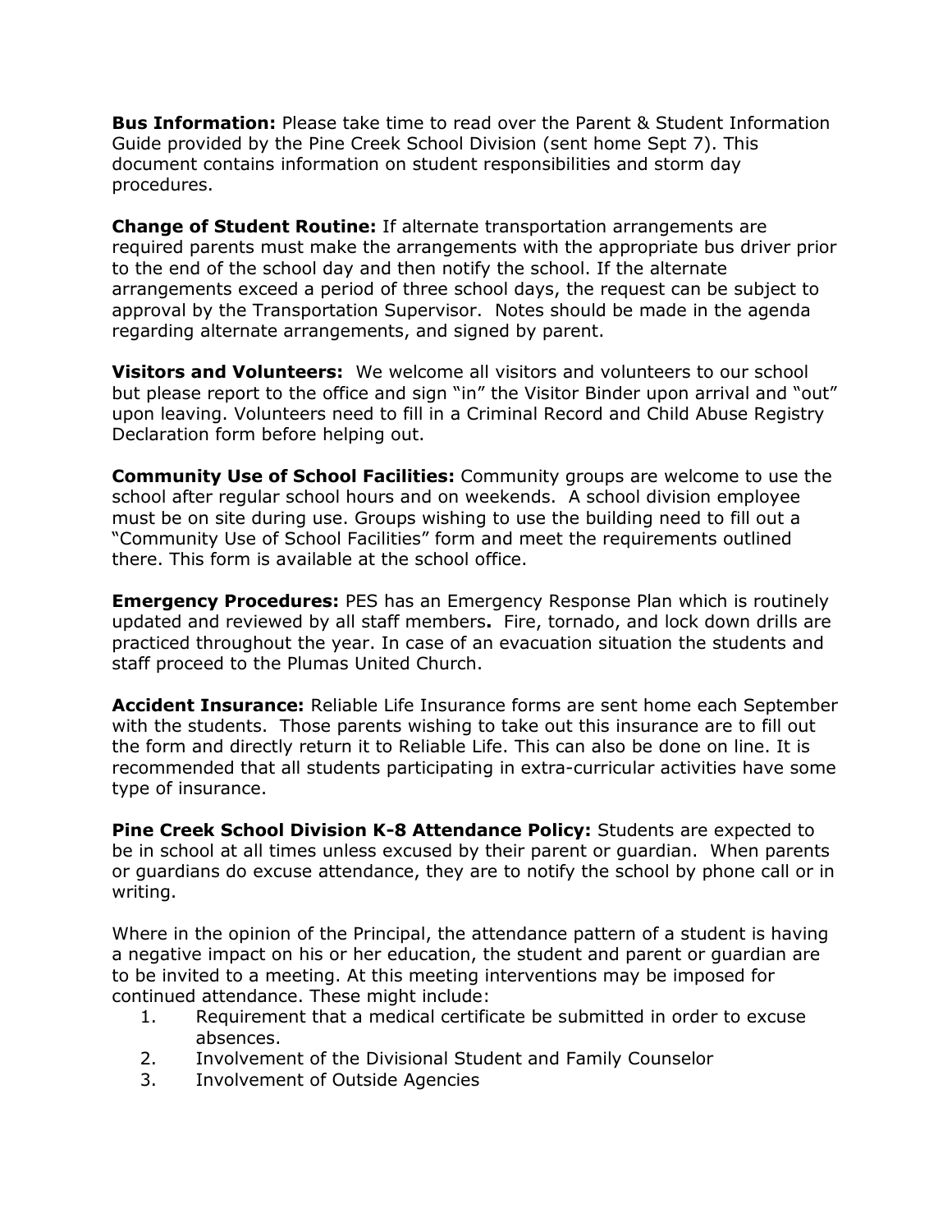**Bus Information:** Please take time to read over the Parent & Student Information Guide provided by the Pine Creek School Division (sent home Sept 7). This document contains information on student responsibilities and storm day procedures.

**Change of Student Routine:** If alternate transportation arrangements are required parents must make the arrangements with the appropriate bus driver prior to the end of the school day and then notify the school. If the alternate arrangements exceed a period of three school days, the request can be subject to approval by the Transportation Supervisor. Notes should be made in the agenda regarding alternate arrangements, and signed by parent.

**Visitors and Volunteers:** We welcome all visitors and volunteers to our school but please report to the office and sign "in" the Visitor Binder upon arrival and "out" upon leaving. Volunteers need to fill in a Criminal Record and Child Abuse Registry Declaration form before helping out.

**Community Use of School Facilities:** Community groups are welcome to use the school after regular school hours and on weekends. A school division employee must be on site during use. Groups wishing to use the building need to fill out a "Community Use of School Facilities" form and meet the requirements outlined there. This form is available at the school office.

**Emergency Procedures:** PES has an Emergency Response Plan which is routinely updated and reviewed by all staff members**.** Fire, tornado, and lock down drills are practiced throughout the year. In case of an evacuation situation the students and staff proceed to the Plumas United Church.

**Accident Insurance:** Reliable Life Insurance forms are sent home each September with the students. Those parents wishing to take out this insurance are to fill out the form and directly return it to Reliable Life. This can also be done on line. It is recommended that all students participating in extra-curricular activities have some type of insurance.

**Pine Creek School Division K-8 Attendance Policy:** Students are expected to be in school at all times unless excused by their parent or guardian. When parents or guardians do excuse attendance, they are to notify the school by phone call or in writing.

Where in the opinion of the Principal, the attendance pattern of a student is having a negative impact on his or her education, the student and parent or guardian are to be invited to a meeting. At this meeting interventions may be imposed for continued attendance. These might include:

1. Requirement that a medical certificate be submitted in order to excuse absences.
2. Involvement of the Divisional Student and Family Counselor
3. Involvement of Outside Agencies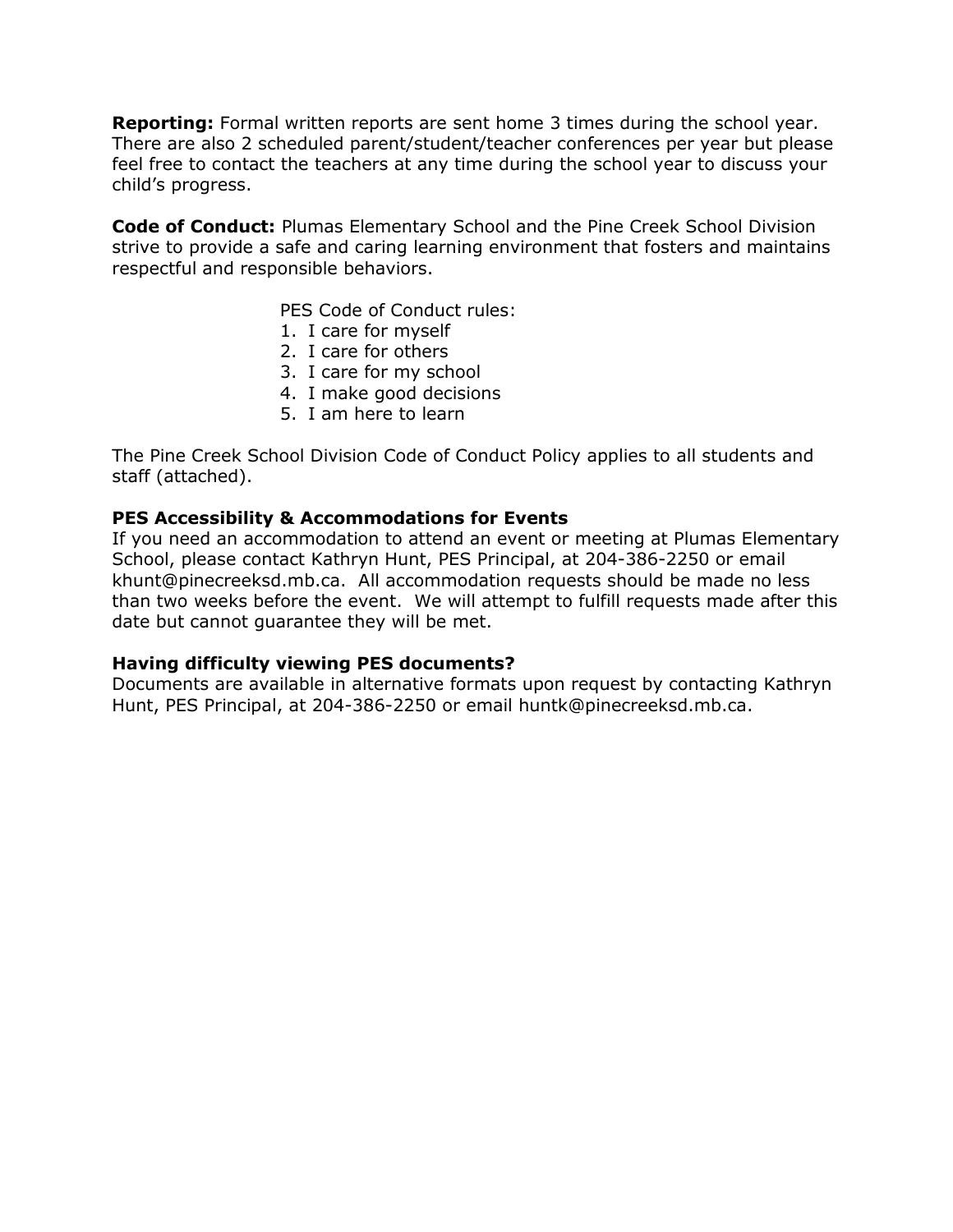**Reporting:** Formal written reports are sent home 3 times during the school year. There are also 2 scheduled parent/student/teacher conferences per year but please feel free to contact the teachers at any time during the school year to discuss your child's progress.

**Code of Conduct:** Plumas Elementary School and the Pine Creek School Division strive to provide a safe and caring learning environment that fosters and maintains respectful and responsible behaviors.

PES Code of Conduct rules:

1. I care for myself
2. I care for others
3. I care for my school
4. I make good decisions
5. I am here to learn

The Pine Creek School Division Code of Conduct Policy applies to all students and staff (attached).

**PES Accessibility & Accommodations for Events**

If you need an accommodation to attend an event or meeting at Plumas Elementary School, please contact Kathryn Hunt, PES Principal, at 204-386-2250 or email khunt@pinecreeksd.mb.ca. All accommodation requests should be made no less than two weeks before the event. We will attempt to fulfill requests made after this date but cannot guarantee they will be met.

**Having difficulty viewing PES documents?**

Documents are available in alternative formats upon request by contacting Kathryn Hunt, PES Principal, at 204-386-2250 or email huntk@pinecreeksd.mb.ca.